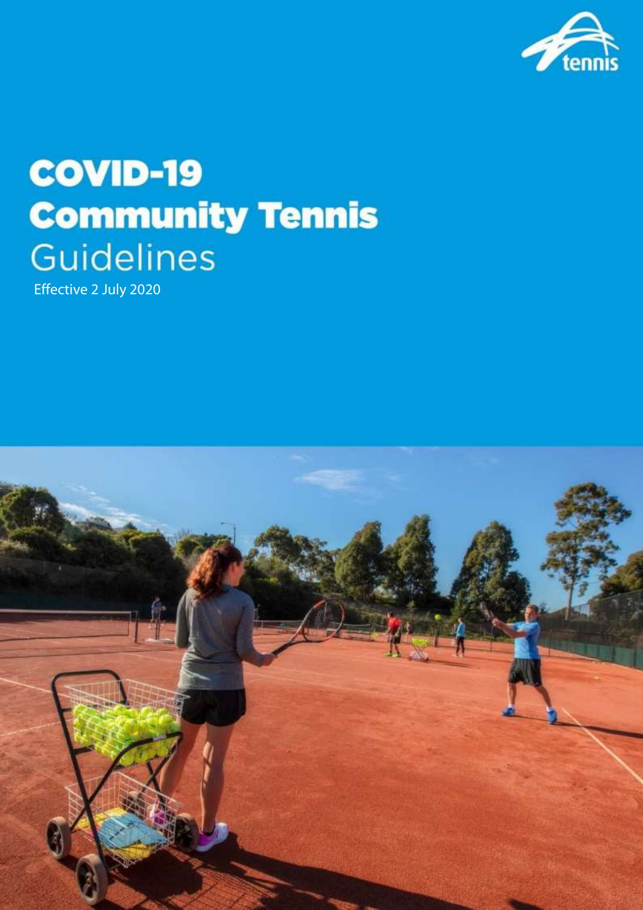# COVID-19 Community Tennis Guidelines

Effective 2 July 2020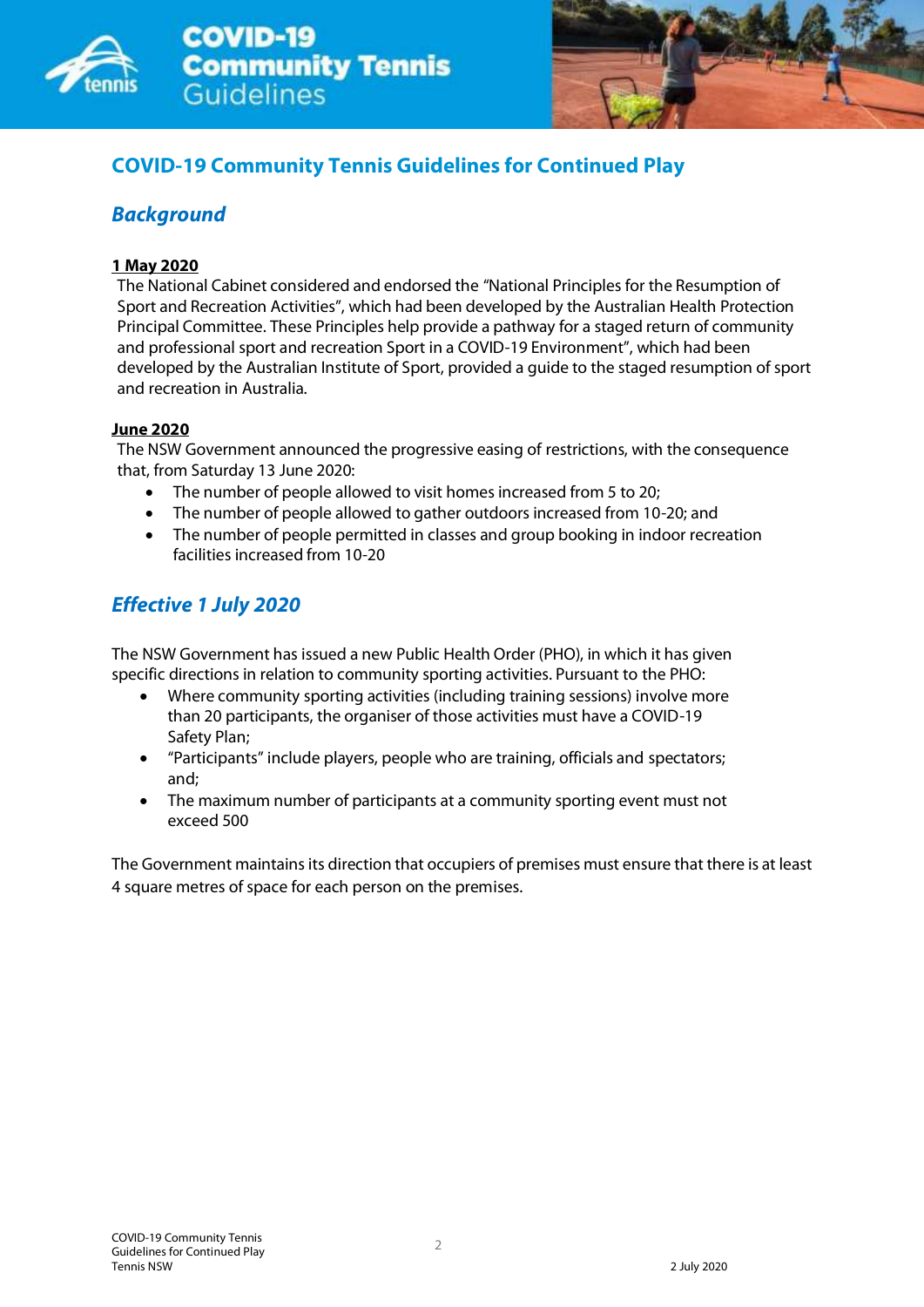# COVID-19 Community Tennis Guidelines for Continued Play

## *Background*

**1 May 2020**

The National Cabinet considered and endorsed the "National Principles for the Resumption of Sport and Recreation Activities", which had been developed by the Australian Health Protection Principal Committee. These Principles help provide a pathway for a staged return of community and professional sport and recreation Sport in a COVID-19 Environment", which had been developed by the Australian Institute of Sport, provided a guide to the staged resumption of sport and recreation in Australia.

**June 2020**

The NSW Government announced the progressive easing of restrictions, with the consequence that, from Saturday 13 June 2020:

- The number of people allowed to visit homes increased from 5 to 20;
- The number of people allowed to gather outdoors increased from 10-20; and
- The number of people permitted in classes and group booking in indoor recreation facilities increased from 10-20

## *Effective 1 July 2020*

The NSW Government has issued a new Public Health Order (PHO), in which it has given specific directions in relation to community sporting activities. Pursuant to the PHO:

- Where community sporting activities (including training sessions) involve more than 20 participants, the organiser of those activities must have a COVID-19 Safety Plan;
- "Participants" include players, people who are training, officials and spectators; and;
- The maximum number of participants at a community sporting event must not exceed 500

The Government maintains its direction that occupiers of premises must ensure that there is at least 4 square metres of space for each person on the premises.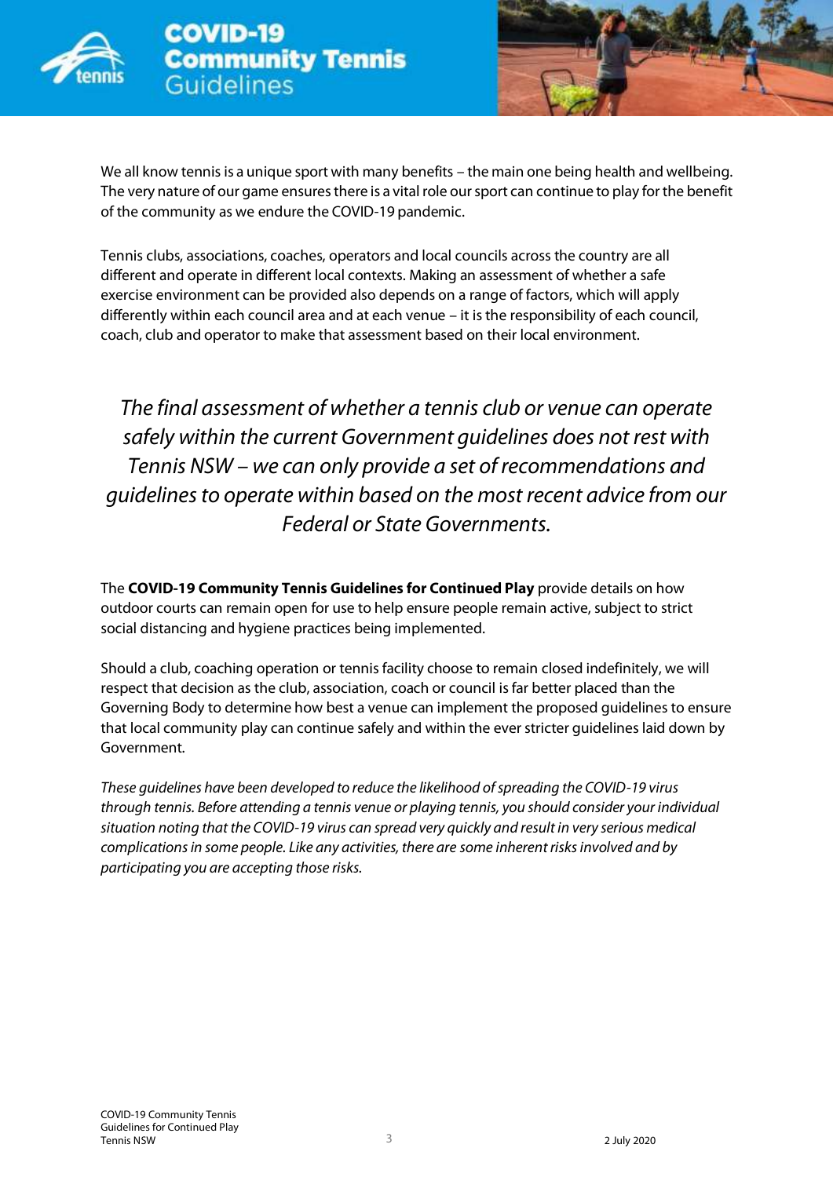We all know tennis is a unique sport with many benefits – the main one being health and wellbeing. The very nature of our game ensures there is a vital role our sport can continue to play for the benefit of the community as we endure the COVID-19 pandemic.

Tennis clubs, associations, coaches, operators and local councils across the country are all different and operate in different local contexts. Making an assessment of whether a safe exercise environment can be provided also depends on a range of factors, which will apply differently within each council area and at each venue – it is the responsibility of each council, coach, club and operator to make that assessment based on their local environment.

*The final assessment of whether a tennis club or venue can operate safely within the current Government guidelines does not rest with Tennis NSW – we can only provide a set of recommendations and guidelines to operate within based on the most recent advice from our Federal or State Governments.*

The **COVID-19 Community Tennis Guidelines for Continued Play** provide details on how outdoor courts can remain open for use to help ensure people remain active, subject to strict social distancing and hygiene practices being implemented.

Should a club, coaching operation or tennis facility choose to remain closed indefinitely, we will respect that decision as the club, association, coach or council is far better placed than the Governing Body to determine how best a venue can implement the proposed guidelines to ensure that local community play can continue safely and within the ever stricter guidelines laid down by Government.

*These guidelines have been developed to reduce the likelihood of spreading the COVID-19 virus through tennis. Before attending a tennis venue or playing tennis, you should consider your individual situation noting that the COVID-19 virus can spread very quickly and result in very serious medical complications in some people. Like any activities, there are some inherent risks involved and by participating you are accepting those risks.*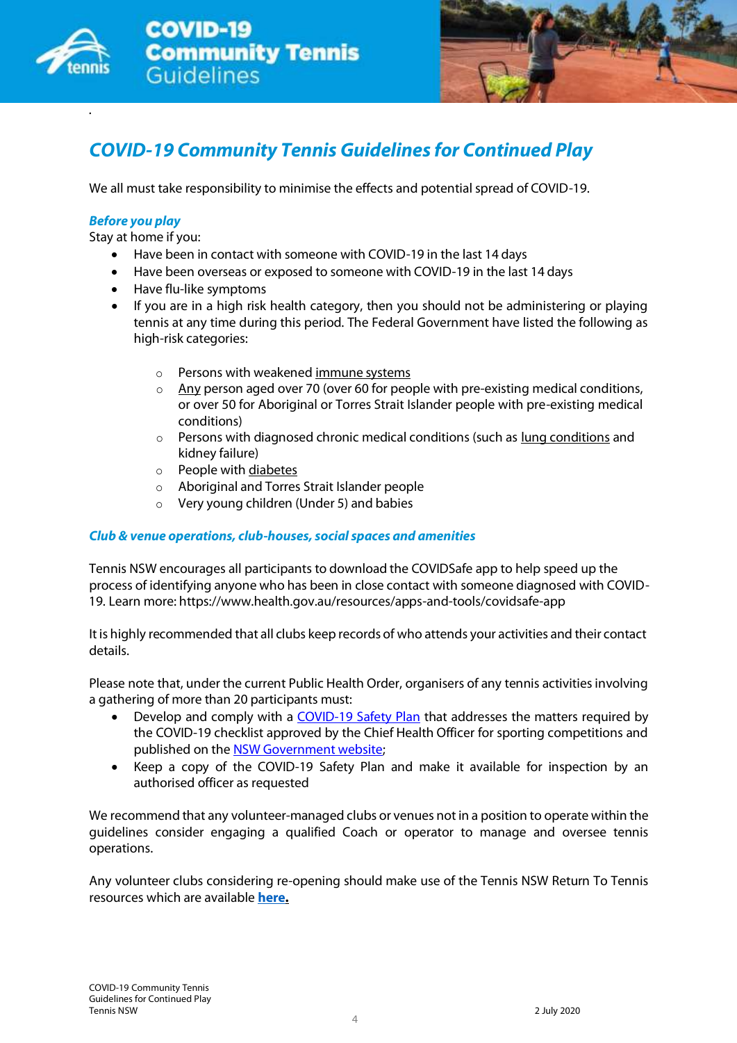## *COVID-19 Community Tennis Guidelines for Continued Play*

We all must take responsibility to minimise the effects and potential spread of COVID-19.

***Before you play***

Stay at home if you:

- Have been in contact with someone with COVID-19 in the last 14 days
- Have been overseas or exposed to someone with COVID-19 in the last 14 days
- Have flu-like symptoms
- If you are in a high risk health category, then you should not be administering or playing tennis at any time during this period. The Federal Government have listed the following as high-risk categories:
  - Persons with weakened immune systems
  - Any person aged over 70 (over 60 for people with pre-existing medical conditions, or over 50 for Aboriginal or Torres Strait Islander people with pre-existing medical conditions)
  - Persons with diagnosed chronic medical conditions (such as lung conditions and kidney failure)
  - People with diabetes
  - Aboriginal and Torres Strait Islander people
  - Very young children (Under 5) and babies

***Club & venue operations, club-houses, social spaces and amenities***

Tennis NSW encourages all participants to download the COVIDSafe app to help speed up the process of identifying anyone who has been in close contact with someone diagnosed with COVID-19. Learn more: https://www.health.gov.au/resources/apps-and-tools/covidsafe-app

It is highly recommended that all clubs keep records of who attends your activities and their contact details.

Please note that, under the current Public Health Order, organisers of any tennis activities involving a gathering of more than 20 participants must:

- Develop and comply with a COVID-19 Safety Plan that addresses the matters required by the COVID-19 checklist approved by the Chief Health Officer for sporting competitions and published on the NSW Government website;
- Keep a copy of the COVID-19 Safety Plan and make it available for inspection by an authorised officer as requested

We recommend that any volunteer-managed clubs or venues not in a position to operate within the guidelines consider engaging a qualified Coach or operator to manage and oversee tennis operations.

Any volunteer clubs considering re-opening should make use of the Tennis NSW Return To Tennis resources which are available **here.**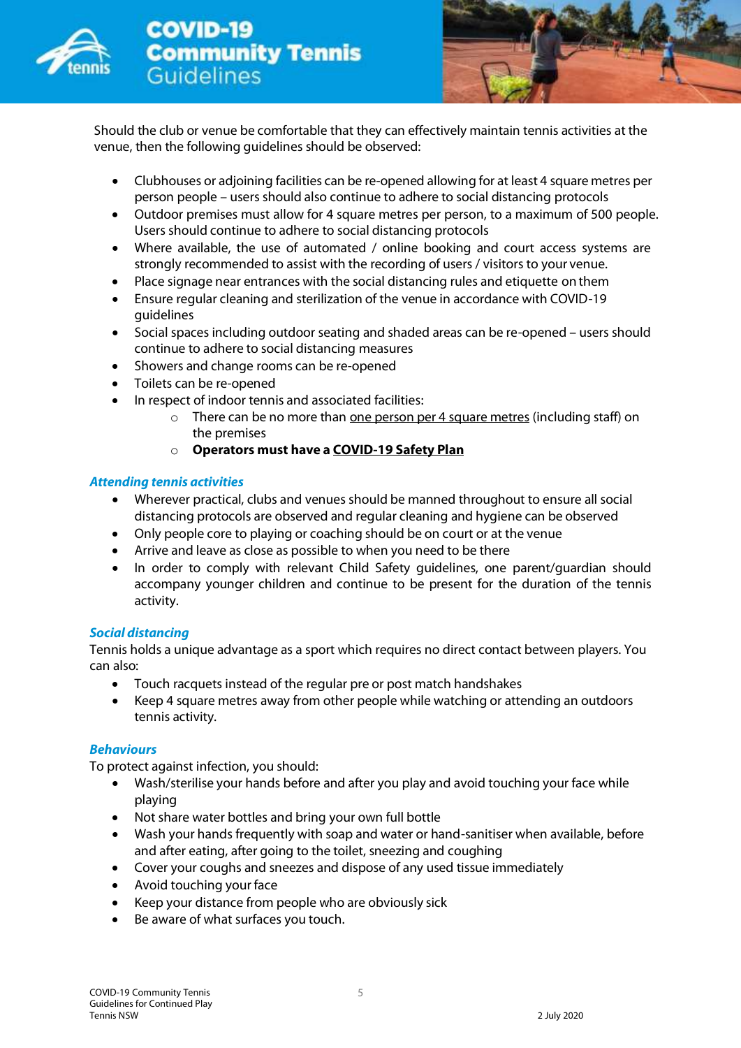Should the club or venue be comfortable that they can effectively maintain tennis activities at the venue, then the following guidelines should be observed:

- Clubhouses or adjoining facilities can be re-opened allowing for at least 4 square metres per person people – users should also continue to adhere to social distancing protocols
- Outdoor premises must allow for 4 square metres per person, to a maximum of 500 people. Users should continue to adhere to social distancing protocols
- Where available, the use of automated / online booking and court access systems are strongly recommended to assist with the recording of users / visitors to your venue.
- Place signage near entrances with the social distancing rules and etiquette on them
- Ensure regular cleaning and sterilization of the venue in accordance with COVID-19 guidelines
- Social spaces including outdoor seating and shaded areas can be re-opened – users should continue to adhere to social distancing measures
- Showers and change rooms can be re-opened
- Toilets can be re-opened
- In respect of indoor tennis and associated facilities:
    - There can be no more than one person per 4 square metres (including staff) on the premises
    - **Operators must have a COVID-19 Safety Plan**

### *Attending tennis activities*

- Wherever practical, clubs and venues should be manned throughout to ensure all social distancing protocols are observed and regular cleaning and hygiene can be observed
- Only people core to playing or coaching should be on court or at the venue
- Arrive and leave as close as possible to when you need to be there
- In order to comply with relevant Child Safety guidelines, one parent/guardian should accompany younger children and continue to be present for the duration of the tennis activity.

### *Social distancing*

Tennis holds a unique advantage as a sport which requires no direct contact between players. You can also:

- Touch racquets instead of the regular pre or post match handshakes
- Keep 4 square metres away from other people while watching or attending an outdoors tennis activity.

### *Behaviours*

To protect against infection, you should:

- Wash/sterilise your hands before and after you play and avoid touching your face while playing
- Not share water bottles and bring your own full bottle
- Wash your hands frequently with soap and water or hand-sanitiser when available, before and after eating, after going to the toilet, sneezing and coughing
- Cover your coughs and sneezes and dispose of any used tissue immediately
- Avoid touching your face
- Keep your distance from people who are obviously sick
- Be aware of what surfaces you touch.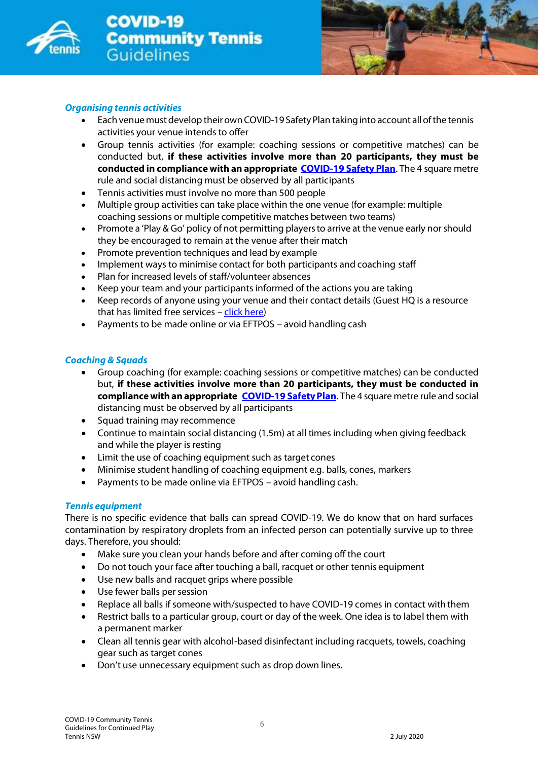### *Organising tennis activities*

- Each venue must develop their own COVID-19 Safety Plan taking into account all of the tennis activities your venue intends to offer
- Group tennis activities (for example: coaching sessions or competitive matches) can be conducted but, **if these activities involve more than 20 participants, they must be conducted in compliance with an appropriate [COVID-19 Safety Plan](#)**. The 4 square metre rule and social distancing must be observed by all participants
- Tennis activities must involve no more than 500 people
- Multiple group activities can take place within the one venue (for example: multiple coaching sessions or multiple competitive matches between two teams)
- Promote a 'Play & Go' policy of not permitting players to arrive at the venue early nor should they be encouraged to remain at the venue after their match
- Promote prevention techniques and lead by example
- Implement ways to minimise contact for both participants and coaching staff
- Plan for increased levels of staff/volunteer absences
- Keep your team and your participants informed of the actions you are taking
- Keep records of anyone using your venue and their contact details (Guest HQ is a resource that has limited free services – [click here](#))
- Payments to be made online or via EFTPOS – avoid handling cash

### *Coaching & Squads*

- Group coaching (for example: coaching sessions or competitive matches) can be conducted but, **if these activities involve more than 20 participants, they must be conducted in compliance with an appropriate [COVID-19 Safety Plan](#)**. The 4 square metre rule and social distancing must be observed by all participants
- Squad training may recommence
- Continue to maintain social distancing (1.5m) at all times including when giving feedback and while the player is resting
- Limit the use of coaching equipment such as target cones
- Minimise student handling of coaching equipment e.g. balls, cones, markers
- Payments to be made online via EFTPOS – avoid handling cash.

### *Tennis equipment*

There is no specific evidence that balls can spread COVID-19. We do know that on hard surfaces contamination by respiratory droplets from an infected person can potentially survive up to three days. Therefore, you should:

- Make sure you clean your hands before and after coming off the court
- Do not touch your face after touching a ball, racquet or other tennis equipment
- Use new balls and racquet grips where possible
- Use fewer balls per session
- Replace all balls if someone with/suspected to have COVID-19 comes in contact with them
- Restrict balls to a particular group, court or day of the week. One idea is to label them with a permanent marker
- Clean all tennis gear with alcohol-based disinfectant including racquets, towels, coaching gear such as target cones
- Don't use unnecessary equipment such as drop down lines.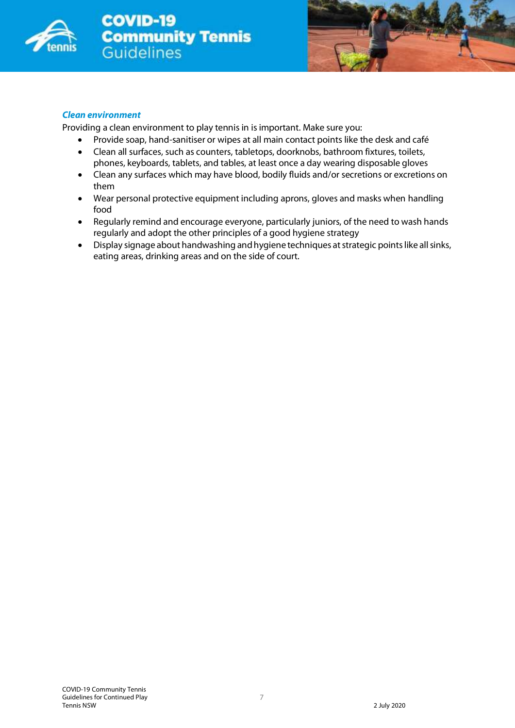***Clean environment***

Providing a clean environment to play tennis in is important. Make sure you:

- Provide soap, hand-sanitiser or wipes at all main contact points like the desk and café
- Clean all surfaces, such as counters, tabletops, doorknobs, bathroom fixtures, toilets, phones, keyboards, tablets, and tables, at least once a day wearing disposable gloves
- Clean any surfaces which may have blood, bodily fluids and/or secretions or excretions on them
- Wear personal protective equipment including aprons, gloves and masks when handling food
- Regularly remind and encourage everyone, particularly juniors, of the need to wash hands regularly and adopt the other principles of a good hygiene strategy
- Display signage about handwashing and hygiene techniques at strategic points like all sinks, eating areas, drinking areas and on the side of court.